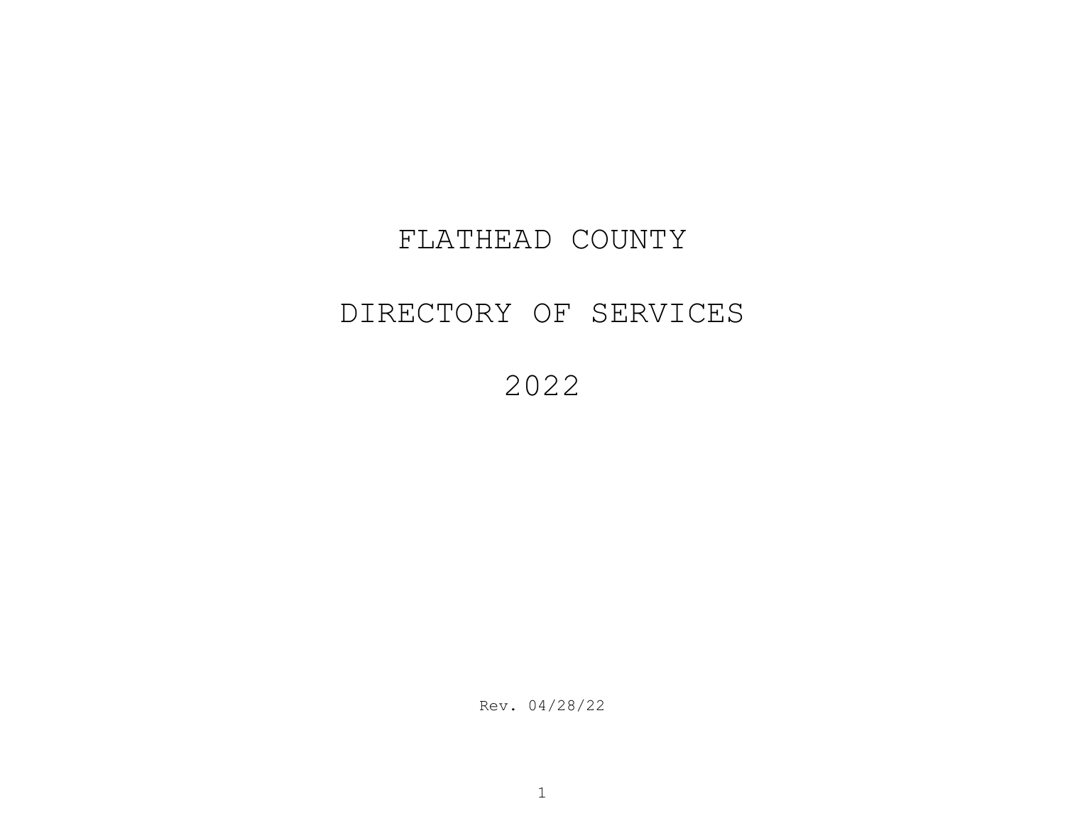# FLATHEAD COUNTY

# DIRECTORY OF SERVICES

# 2022

Rev. 04/28/22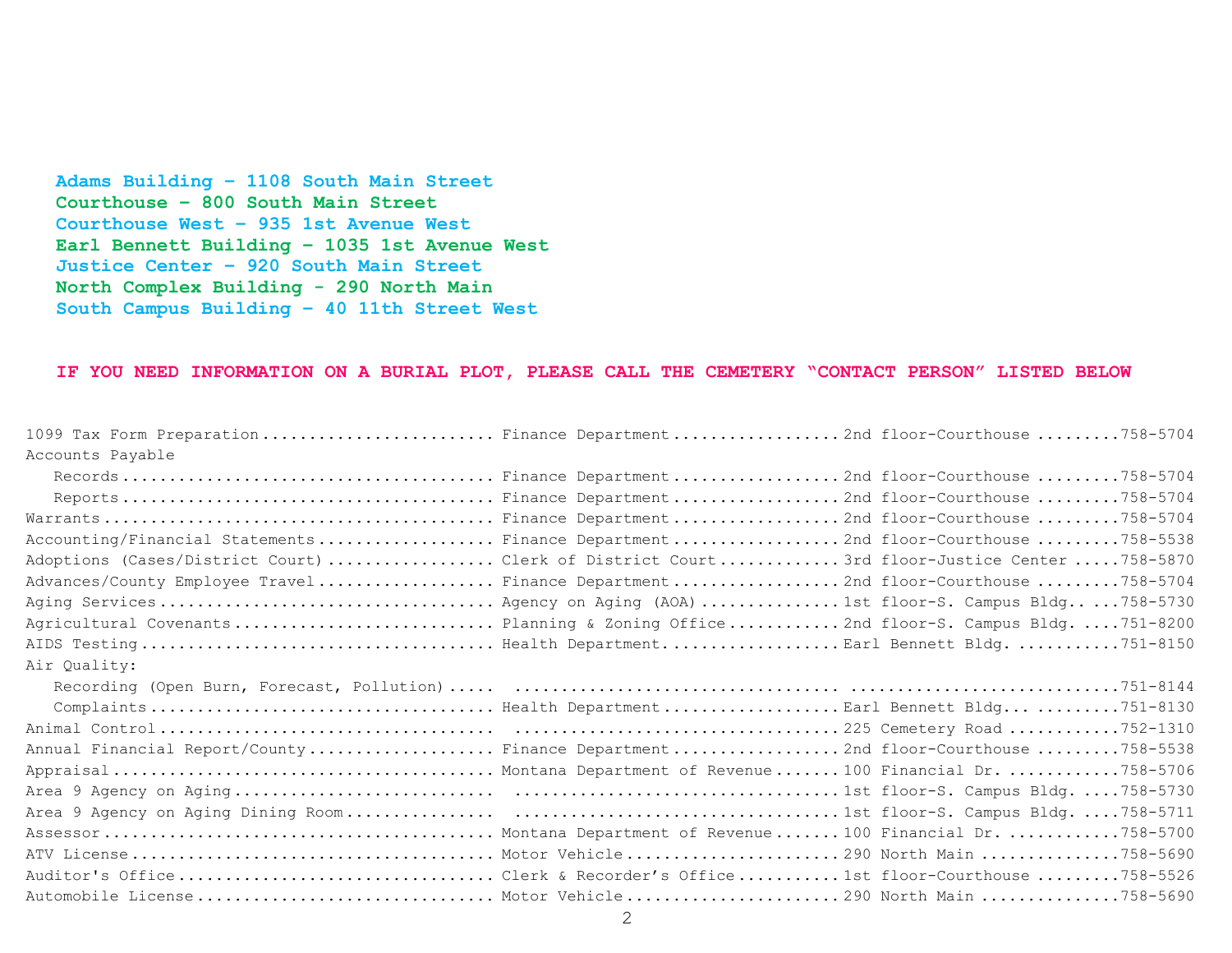**Adams Building - 1108 South Main Street**
**Courthouse - 800 South Main Street**
**Courthouse West - 935 1st Avenue West**
**Earl Bennett Building - 1035 1st Avenue West**
**Justice Center - 920 South Main Street**
**North Complex Building - 290 North Main**
**South Campus Building - 40 11th Street West**

**IF YOU NEED INFORMATION ON A BURIAL PLOT, PLEASE CALL THE CEMETERY "CONTACT PERSON" LISTED BELOW**

| Subject | Department | Location | Phone |
|---|---|---|---|
| 1099 Tax Form Preparation | Finance Department | 2nd floor-Courthouse | 758-5704 |
| Accounts Payable | | | |
| Records | Finance Department | 2nd floor-Courthouse | 758-5704 |
| Reports | Finance Department | 2nd floor-Courthouse | 758-5704 |
| Warrants | Finance Department | 2nd floor-Courthouse | 758-5704 |
| Accounting/Financial Statements | Finance Department | 2nd floor-Courthouse | 758-5538 |
| Adoptions (Cases/District Court) | Clerk of District Court | 3rd floor-Justice Center | 758-5870 |
| Advances/County Employee Travel | Finance Department | 2nd floor-Courthouse | 758-5704 |
| Aging Services | Agency on Aging (AOA) | 1st floor-S. Campus Bldg. | 758-5730 |
| Agricultural Covenants | Planning & Zoning Office | 2nd floor-S. Campus Bldg. | 751-8200 |
| AIDS Testing | Health Department | Earl Bennett Bldg. | 751-8150 |
| Air Quality: | | | |
| Recording (Open Burn, Forecast, Pollution) | | | 751-8144 |
| Complaints | Health Department | Earl Bennett Bldg. | 751-8130 |
| Animal Control | | 225 Cemetery Road | 752-1310 |
| Annual Financial Report/County | Finance Department | 2nd floor-Courthouse | 758-5538 |
| Appraisal | Montana Department of Revenue | 100 Financial Dr. | 758-5706 |
| Area 9 Agency on Aging | | 1st floor-S. Campus Bldg. | 758-5730 |
| Area 9 Agency on Aging Dining Room | | 1st floor-S. Campus Bldg. | 758-5711 |
| Assessor | Montana Department of Revenue | 100 Financial Dr. | 758-5700 |
| ATV License | Motor Vehicle | 290 North Main | 758-5690 |
| Auditor's Office | Clerk & Recorder's Office | 1st floor-Courthouse | 758-5526 |
| Automobile License | Motor Vehicle | 290 North Main | 758-5690 |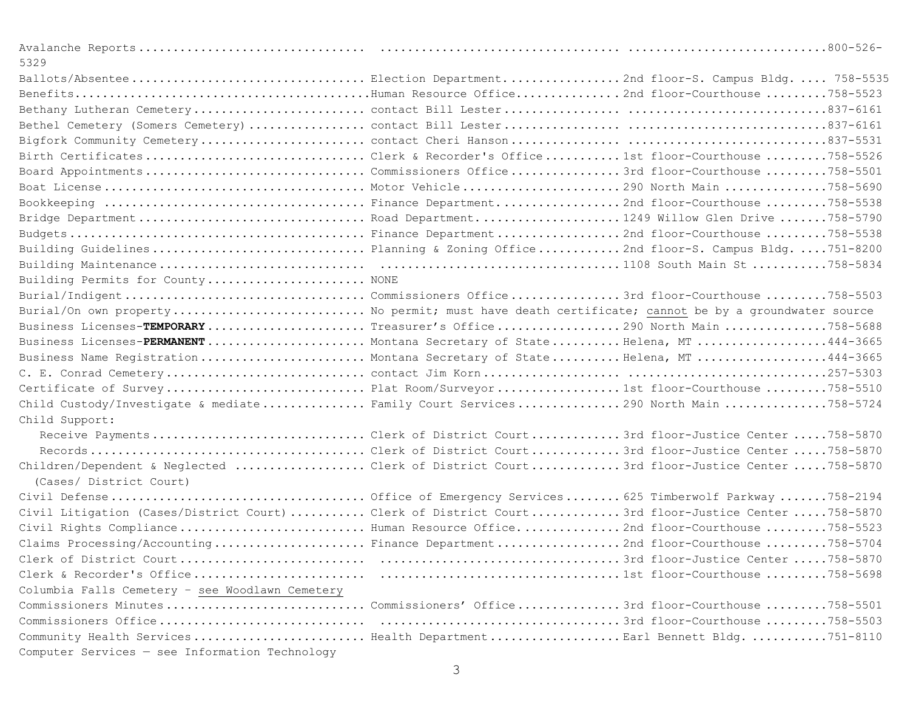| Subject | Department | Location | Phone |
|---|---|---|---|
| Avalanche Reports | | | 800-526-5329 |
| Ballots/Absentee | Election Department | 2nd floor-S. Campus Bldg. | 758-5535 |
| Benefits | Human Resource Office | 2nd floor-Courthouse | 758-5523 |
| Bethany Lutheran Cemetery | contact Bill Lester | | 837-6161 |
| Bethel Cemetery (Somers Cemetery) | contact Bill Lester | | 837-6161 |
| Bigfork Community Cemetery | contact Cheri Hanson | | 837-5531 |
| Birth Certificates | Clerk & Recorder's Office | 1st floor-Courthouse | 758-5526 |
| Board Appointments | Commissioners Office | 3rd floor-Courthouse | 758-5501 |
| Boat License | Motor Vehicle | 290 North Main | 758-5690 |
| Bookkeeping | Finance Department | 2nd floor-Courthouse | 758-5538 |
| Bridge Department | Road Department | 1249 Willow Glen Drive | 758-5790 |
| Budgets | Finance Department | 2nd floor-Courthouse | 758-5538 |
| Building Guidelines | Planning & Zoning Office | 2nd floor-S. Campus Bldg. | 751-8200 |
| Building Maintenance | | 1108 South Main St | 758-5834 |
| Building Permits for County | NONE | | |
| Burial/Indigent | Commissioners Office | 3rd floor-Courthouse | 758-5503 |
| Burial/On own property | No permit; must have death certificate; cannot be by a groundwater source | | |
| Business Licenses-**TEMPORARY** | Treasurer's Office | 290 North Main | 758-5688 |
| Business Licenses-**PERMANENT** | Montana Secretary of State | Helena, MT | 444-3665 |
| Business Name Registration | Montana Secretary of State | Helena, MT | 444-3665 |
| C. E. Conrad Cemetery | contact Jim Korn | | 257-5303 |
| Certificate of Survey | Plat Room/Surveyor | 1st floor-Courthouse | 758-5510 |
| Child Custody/Investigate & mediate | Family Court Services | 290 North Main | 758-5724 |
| Child Support: | | | |
| Receive Payments | Clerk of District Court | 3rd floor-Justice Center | 758-5870 |
| Records | Clerk of District Court | 3rd floor-Justice Center | 758-5870 |
| Children/Dependent & Neglected (Cases/ District Court) | Clerk of District Court | 3rd floor-Justice Center | 758-5870 |
| Civil Defense | Office of Emergency Services | 625 Timberwolf Parkway | 758-2194 |
| Civil Litigation (Cases/District Court) | Clerk of District Court | 3rd floor-Justice Center | 758-5870 |
| Civil Rights Compliance | Human Resource Office | 2nd floor-Courthouse | 758-5523 |
| Claims Processing/Accounting | Finance Department | 2nd floor-Courthouse | 758-5704 |
| Clerk of District Court | | 3rd floor-Justice Center | 758-5870 |
| Clerk & Recorder's Office | | 1st floor-Courthouse | 758-5698 |
| Columbia Falls Cemetery - see Woodlawn Cemetery | | | |
| Commissioners Minutes | Commissioners' Office | 3rd floor-Courthouse | 758-5501 |
| Commissioners Office | | 3rd floor-Courthouse | 758-5503 |
| Community Health Services | Health Department | Earl Bennett Bldg. | 751-8110 |
| Computer Services — see Information Technology | | | |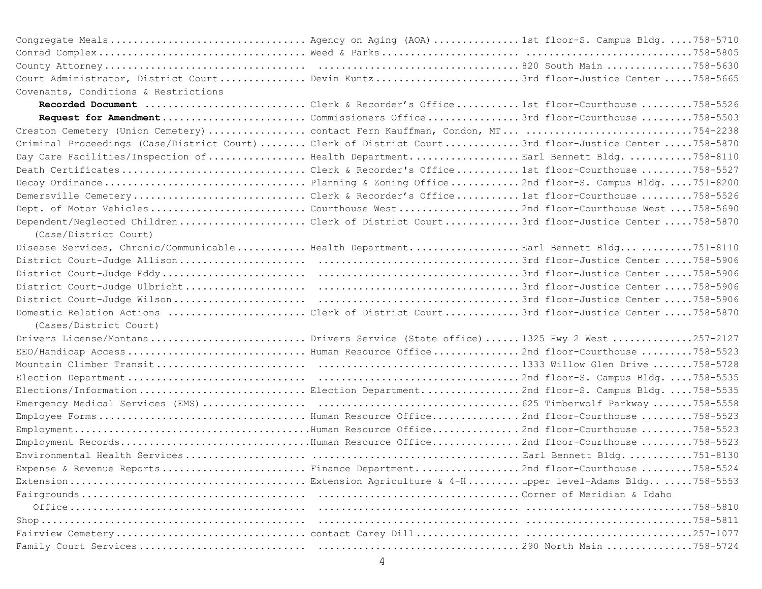| Service | Department/Contact | Location | Phone |
|---|---|---|---|
| Congregate Meals | Agency on Aging (AOA) | 1st floor-S. Campus Bldg. | 758-5710 |
| Conrad Complex | Weed & Parks | | 758-5805 |
| County Attorney | | 820 South Main | 758-5630 |
| Court Administrator, District Court | Devin Kuntz | 3rd floor-Justice Center | 758-5665 |
| Covenants, Conditions & Restrictions | | | |
| **Recorded Document** | Clerk & Recorder's Office | 1st floor-Courthouse | 758-5526 |
| **Request for Amendment** | Commissioners Office | 3rd floor-Courthouse | 758-5503 |
| Creston Cemetery (Union Cemetery) | contact Fern Kauffman, Condon, MT | | 754-2238 |
| Criminal Proceedings (Case/District Court) | Clerk of District Court | 3rd floor-Justice Center | 758-5870 |
| Day Care Facilities/Inspection of | Health Department | Earl Bennett Bldg. | 758-8110 |
| Death Certificates | Clerk & Recorder's Office | 1st floor-Courthouse | 758-5527 |
| Decay Ordinance | Planning & Zoning Office | 2nd floor-S. Campus Bldg. | 751-8200 |
| Demersville Cemetery | Clerk & Recorder's Office | 1st floor-Courthouse | 758-5526 |
| Dept. of Motor Vehicles | Courthouse West | 2nd floor-Courthouse West | 758-5690 |
| Dependent/Neglected Children (Case/District Court) | Clerk of District Court | 3rd floor-Justice Center | 758-5870 |
| Disease Services, Chronic/Communicable | Health Department | Earl Bennett Bldg. | 751-8110 |
| District Court-Judge Allison | | 3rd floor-Justice Center | 758-5906 |
| District Court-Judge Eddy | | 3rd floor-Justice Center | 758-5906 |
| District Court-Judge Ulbricht | | 3rd floor-Justice Center | 758-5906 |
| District Court-Judge Wilson | | 3rd floor-Justice Center | 758-5906 |
| Domestic Relation Actions (Cases/District Court) | Clerk of District Court | 3rd floor-Justice Center | 758-5870 |
| Drivers License/Montana | Drivers Service (State office) | 1325 Hwy 2 West | 257-2127 |
| EEO/Handicap Access | Human Resource Office | 2nd floor-Courthouse | 758-5523 |
| Mountain Climber Transit | | 1333 Willow Glen Drive | 758-5728 |
| Election Department | | 2nd floor-S. Campus Bldg. | 758-5535 |
| Elections/Information | Election Department | 2nd floor-S. Campus Bldg. | 758-5535 |
| Emergency Medical Services (EMS) | | 625 Timberwolf Parkway | 758-5558 |
| Employee Forms | Human Resource Office | 2nd floor-Courthouse | 758-5523 |
| Employment | Human Resource Office | 2nd floor-Courthouse | 758-5523 |
| Employment Records | Human Resource Office | 2nd floor-Courthouse | 758-5523 |
| Environmental Health Services | | Earl Bennett Bldg. | 751-8130 |
| Expense & Revenue Reports | Finance Department | 2nd floor-Courthouse | 758-5524 |
| Extension | Extension Agriculture & 4-H | upper level-Adams Bldg. | 758-5553 |
| Fairgrounds | | Corner of Meridian & Idaho | |
| Office | | | 758-5810 |
| Shop | | | 758-5811 |
| Fairview Cemetery | contact Carey Dill | | 257-1077 |
| Family Court Services | | 290 North Main | 758-5724 |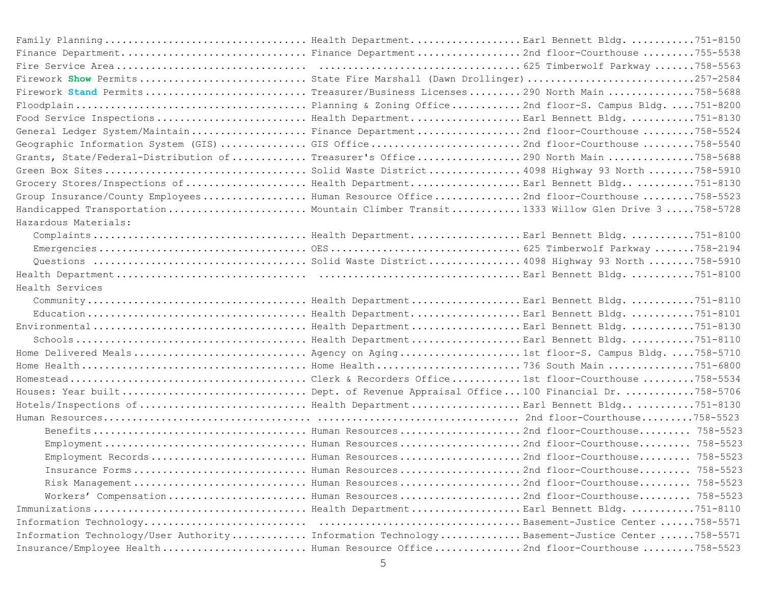| Subject | Department | Location | Phone |
|---|---|---|---|
| Family Planning | Health Department | Earl Bennett Bldg. | 751-8150 |
| Finance Department | Finance Department | 2nd floor-Courthouse | 755-5538 |
| Fire Service Area | | 625 Timberwolf Parkway | 758-5563 |
| Firework **Show** Permits | State Fire Marshall (Dawn Drollinger) | | 257-2584 |
| Firework **Stand** Permits | Treasurer/Business Licenses | 290 North Main | 758-5688 |
| Floodplain | Planning & Zoning Office | 2nd floor-S. Campus Bldg. | 751-8200 |
| Food Service Inspections | Health Department | Earl Bennett Bldg. | 751-8130 |
| General Ledger System/Maintain | Finance Department | 2nd floor-Courthouse | 758-5524 |
| Geographic Information System (GIS) | GIS Office | 2nd floor-Courthouse | 758-5540 |
| Grants, State/Federal-Distribution of | Treasurer's Office | 290 North Main | 758-5688 |
| Green Box Sites | Solid Waste District | 4098 Highway 93 North | 758-5910 |
| Grocery Stores/Inspections of | Health Department | Earl Bennett Bldg.. | 751-8130 |
| Group Insurance/County Employees | Human Resource Office | 2nd floor-Courthouse | 758-5523 |
| Handicapped Transportation | Mountain Climber Transit | 1333 Willow Glen Drive 3 | 758-5728 |
| Hazardous Materials: | | | |
| Complaints | Health Department | Earl Bennett Bldg. | 751-8100 |
| Emergencies | OES | 625 Timberwolf Parkway | 758-2194 |
| Questions | Solid Waste District | 4098 Highway 93 North | 758-5910 |
| Health Department | | Earl Bennett Bldg. | 751-8100 |
| Health Services | | | |
| Community | Health Department | Earl Bennett Bldg. | 751-8110 |
| Education | Health Department | Earl Bennett Bldg. | 751-8101 |
| Environmental | Health Department | Earl Bennett Bldg. | 751-8130 |
| Schools | Health Department | Earl Bennett Bldg. | 751-8110 |
| Home Delivered Meals | Agency on Aging | 1st floor-S. Campus Bldg. | 758-5710 |
| Home Health | Home Health | 736 South Main | 751-6800 |
| Homestead | Clerk & Recorders Office | 1st floor-Courthouse | 758-5534 |
| Houses: Year built | Dept. of Revenue Appraisal Office | 100 Financial Dr. | 758-5706 |
| Hotels/Inspections of | Health Department | Earl Bennett Bldg.. | 751-8130 |
| Human Resources | | 2nd floor-Courthouse | 758-5523 |
| Benefits | Human Resources | 2nd floor-Courthouse | 758-5523 |
| Employment | Human Resources | 2nd floor-Courthouse | 758-5523 |
| Employment Records | Human Resources | 2nd floor-Courthouse | 758-5523 |
| Insurance Forms | Human Resources | 2nd floor-Courthouse | 758-5523 |
| Risk Management | Human Resources | 2nd floor-Courthouse | 758-5523 |
| Workers' Compensation | Human Resources | 2nd floor-Courthouse | 758-5523 |
| Immunizations | Health Department | Earl Bennett Bldg. | 751-8110 |
| Information Technology. | | Basement-Justice Center | 758-5571 |
| Information Technology/User Authority | Information Technology | Basement-Justice Center | 758-5571 |
| Insurance/Employee Health | Human Resource Office | 2nd floor-Courthouse | 758-5523 |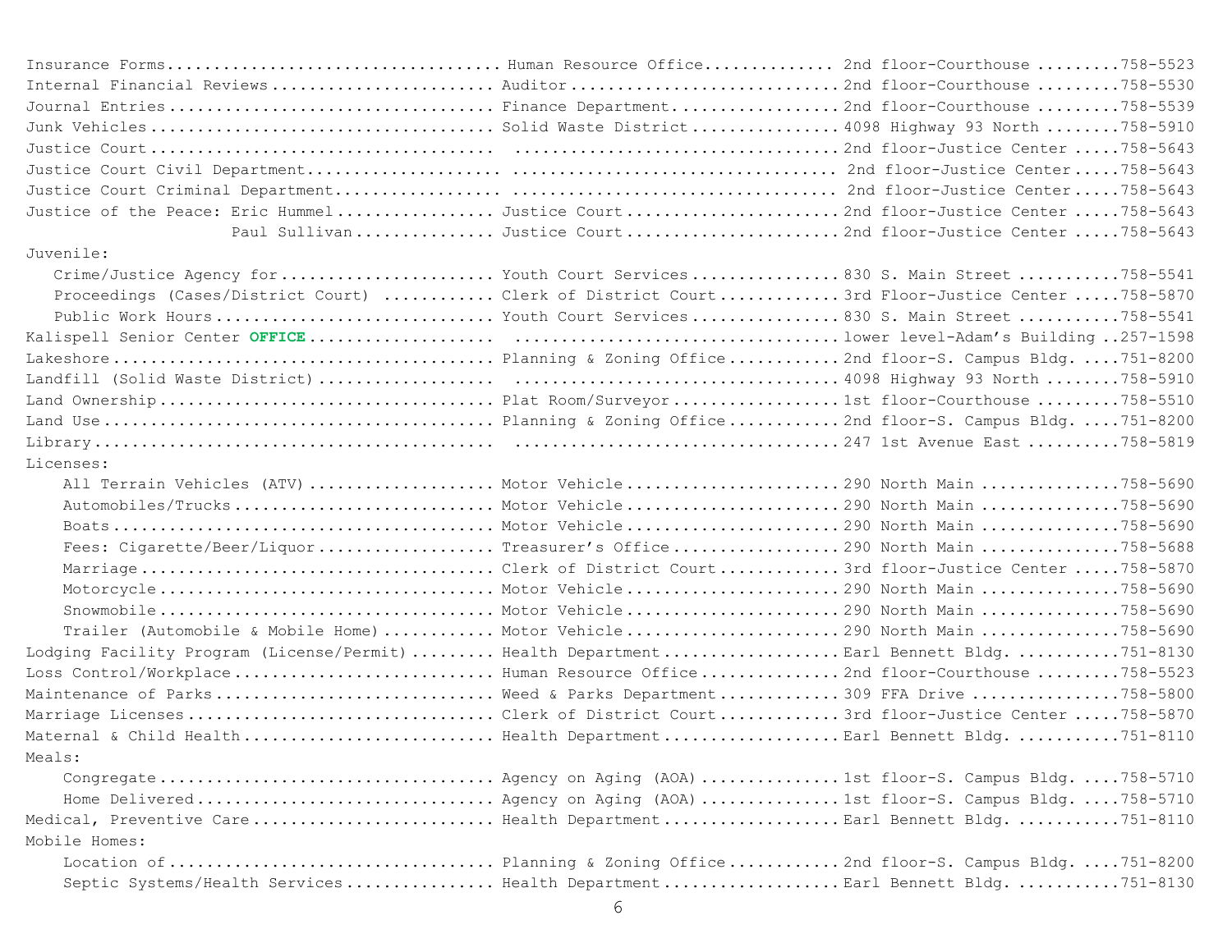| Subject | Department | Location | Phone |
|---|---|---|---|
| Insurance Forms | Human Resource Office | 2nd floor-Courthouse | 758-5523 |
| Internal Financial Reviews | Auditor | 2nd floor-Courthouse | 758-5530 |
| Journal Entries | Finance Department | 2nd floor-Courthouse | 758-5539 |
| Junk Vehicles | Solid Waste District | 4098 Highway 93 North | 758-5910 |
| Justice Court | | 2nd floor-Justice Center | 758-5643 |
| Justice Court Civil Department | | 2nd floor-Justice Center | 758-5643 |
| Justice Court Criminal Department | | 2nd floor-Justice Center | 758-5643 |
| Justice of the Peace: Eric Hummel | Justice Court | 2nd floor-Justice Center | 758-5643 |
| Paul Sullivan | Justice Court | 2nd floor-Justice Center | 758-5643 |
| Juvenile: | | | |
| Crime/Justice Agency for | Youth Court Services | 830 S. Main Street | 758-5541 |
| Proceedings (Cases/District Court) | Clerk of District Court | 3rd Floor-Justice Center | 758-5870 |
| Public Work Hours | Youth Court Services | 830 S. Main Street | 758-5541 |
| Kalispell Senior Center **OFFICE** | | lower level-Adam's Building | 257-1598 |
| Lakeshore | Planning & Zoning Office | 2nd floor-S. Campus Bldg. | 751-8200 |
| Landfill (Solid Waste District) | | 4098 Highway 93 North | 758-5910 |
| Land Ownership | Plat Room/Surveyor | 1st floor-Courthouse | 758-5510 |
| Land Use | Planning & Zoning Office | 2nd floor-S. Campus Bldg. | 751-8200 |
| Library | | 247 1st Avenue East | 758-5819 |
| Licenses: | | | |
| All Terrain Vehicles (ATV) | Motor Vehicle | 290 North Main | 758-5690 |
| Automobiles/Trucks | Motor Vehicle | 290 North Main | 758-5690 |
| Boats | Motor Vehicle | 290 North Main | 758-5690 |
| Fees: Cigarette/Beer/Liquor | Treasurer's Office | 290 North Main | 758-5688 |
| Marriage | Clerk of District Court | 3rd floor-Justice Center | 758-5870 |
| Motorcycle | Motor Vehicle | 290 North Main | 758-5690 |
| Snowmobile | Motor Vehicle | 290 North Main | 758-5690 |
| Trailer (Automobile & Mobile Home) | Motor Vehicle | 290 North Main | 758-5690 |
| Lodging Facility Program (License/Permit) | Health Department | Earl Bennett Bldg. | 751-8130 |
| Loss Control/Workplace | Human Resource Office | 2nd floor-Courthouse | 758-5523 |
| Maintenance of Parks | Weed & Parks Department | 309 FFA Drive | 758-5800 |
| Marriage Licenses | Clerk of District Court | 3rd floor-Justice Center | 758-5870 |
| Maternal & Child Health | Health Department | Earl Bennett Bldg. | 751-8110 |
| Meals: | | | |
| Congregate | Agency on Aging (AOA) | 1st floor-S. Campus Bldg. | 758-5710 |
| Home Delivered | Agency on Aging (AOA) | 1st floor-S. Campus Bldg. | 758-5710 |
| Medical, Preventive Care | Health Department | Earl Bennett Bldg. | 751-8110 |
| Mobile Homes: | | | |
| Location of | Planning & Zoning Office | 2nd floor-S. Campus Bldg. | 751-8200 |
| Septic Systems/Health Services | Health Department | Earl Bennett Bldg. | 751-8130 |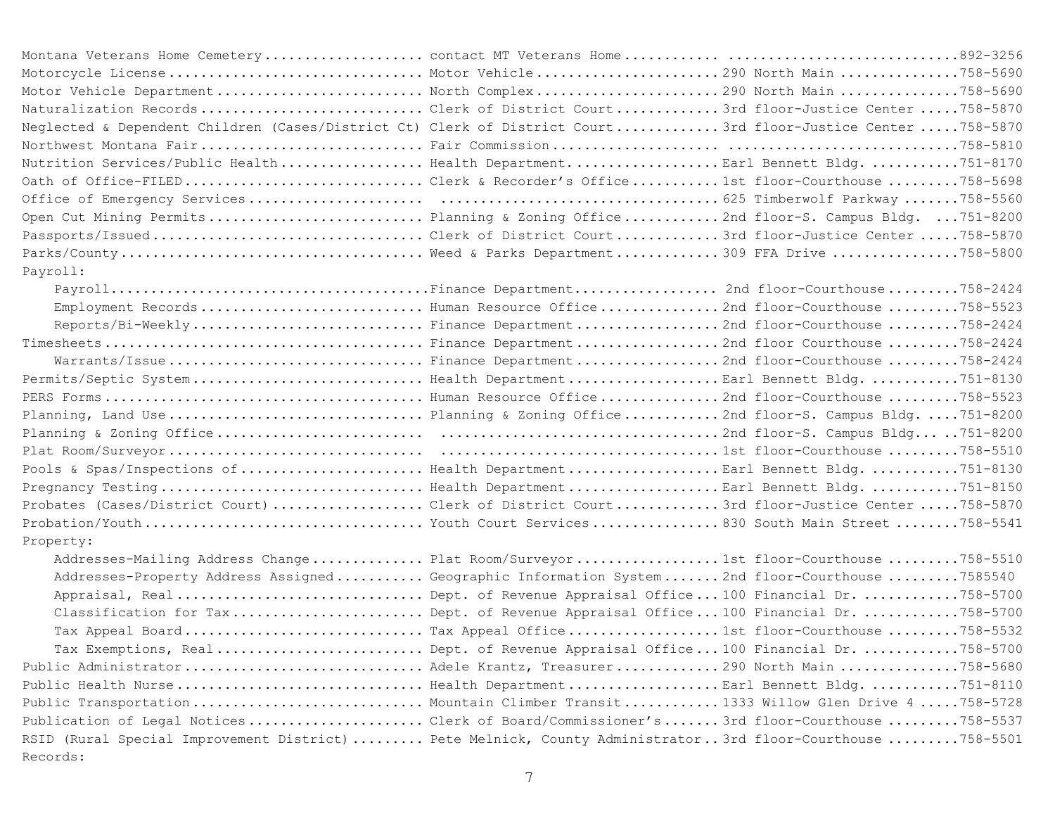| Service | Department | Location | Phone |
|---|---|---|---|
| Montana Veterans Home Cemetery | contact MT Veterans Home | | 892-3256 |
| Motorcycle License | Motor Vehicle | 290 North Main | 758-5690 |
| Motor Vehicle Department | North Complex | 290 North Main | 758-5690 |
| Naturalization Records | Clerk of District Court | 3rd floor-Justice Center | 758-5870 |
| Neglected & Dependent Children (Cases/District Ct) | Clerk of District Court | 3rd floor-Justice Center | 758-5870 |
| Northwest Montana Fair | Fair Commission | | 758-5810 |
| Nutrition Services/Public Health | Health Department | Earl Bennett Bldg. | 751-8170 |
| Oath of Office-FILED | Clerk & Recorder's Office | 1st floor-Courthouse | 758-5698 |
| Office of Emergency Services | | 625 Timberwolf Parkway | 758-5560 |
| Open Cut Mining Permits | Planning & Zoning Office | 2nd floor-S. Campus Bldg. | 751-8200 |
| Passports/Issued | Clerk of District Court | 3rd floor-Justice Center | 758-5870 |
| Parks/County | Weed & Parks Department | 309 FFA Drive | 758-5800 |
| Payroll: | | | |
| Payroll | Finance Department | 2nd floor-Courthouse | 758-2424 |
| Employment Records | Human Resource Office | 2nd floor-Courthouse | 758-5523 |
| Reports/Bi-Weekly | Finance Department | 2nd floor-Courthouse | 758-2424 |
| Timesheets | Finance Department | 2nd floor Courthouse | 758-2424 |
| Warrants/Issue | Finance Department | 2nd floor-Courthouse | 758-2424 |
| Permits/Septic System | Health Department | Earl Bennett Bldg. | 751-8130 |
| PERS Forms | Human Resource Office | 2nd floor-Courthouse | 758-5523 |
| Planning, Land Use | Planning & Zoning Office | 2nd floor-S. Campus Bldg. | 751-8200 |
| Planning & Zoning Office | | 2nd floor-S. Campus Bldg. | 751-8200 |
| Plat Room/Surveyor | | 1st floor-Courthouse | 758-5510 |
| Pools & Spas/Inspections of | Health Department | Earl Bennett Bldg. | 751-8130 |
| Pregnancy Testing | Health Department | Earl Bennett Bldg. | 751-8150 |
| Probates (Cases/District Court) | Clerk of District Court | 3rd floor-Justice Center | 758-5870 |
| Probation/Youth | Youth Court Services | 830 South Main Street | 758-5541 |
| Property: | | | |
| Addresses-Mailing Address Change | Plat Room/Surveyor | 1st floor-Courthouse | 758-5510 |
| Addresses-Property Address Assigned | Geographic Information System | 2nd floor-Courthouse | 7585540 |
| Appraisal, Real | Dept. of Revenue Appraisal Office | 100 Financial Dr. | 758-5700 |
| Classification for Tax | Dept. of Revenue Appraisal Office | 100 Financial Dr. | 758-5700 |
| Tax Appeal Board | Tax Appeal Office | 1st floor-Courthouse | 758-5532 |
| Tax Exemptions, Real | Dept. of Revenue Appraisal Office | 100 Financial Dr. | 758-5700 |
| Public Administrator | Adele Krantz, Treasurer | 290 North Main | 758-5680 |
| Public Health Nurse | Health Department | Earl Bennett Bldg. | 751-8110 |
| Public Transportation | Mountain Climber Transit | 1333 Willow Glen Drive 4 | 758-5728 |
| Publication of Legal Notices | Clerk of Board/Commissioner's | 3rd floor-Courthouse | 758-5537 |
| RSID (Rural Special Improvement District) | Pete Melnick, County Administrator | 3rd floor-Courthouse | 758-5501 |
| Records: | | | |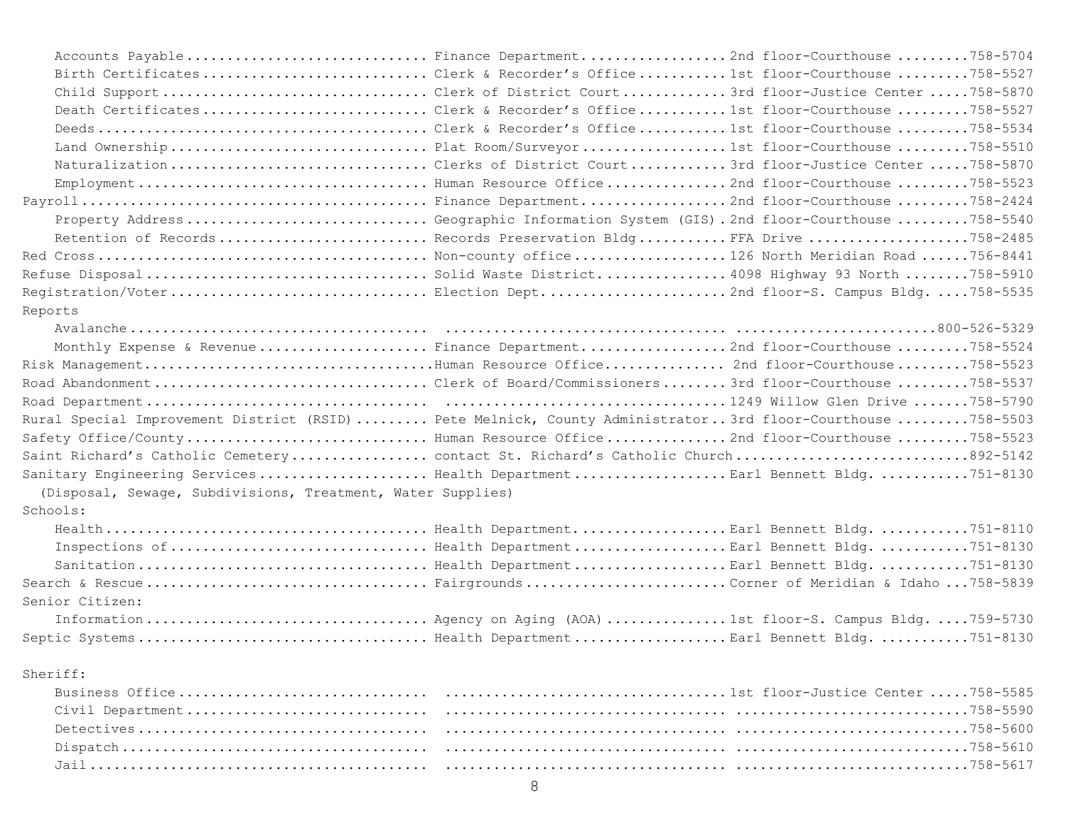| Topic | Department/Office | Location | Phone |
|---|---|---|---|
| Accounts Payable | Finance Department | 2nd floor-Courthouse | 758-5704 |
| Birth Certificates | Clerk & Recorder's Office | 1st floor-Courthouse | 758-5527 |
| Child Support | Clerk of District Court | 3rd floor-Justice Center | 758-5870 |
| Death Certificates | Clerk & Recorder's Office | 1st floor-Courthouse | 758-5527 |
| Deeds | Clerk & Recorder's Office | 1st floor-Courthouse | 758-5534 |
| Land Ownership | Plat Room/Surveyor | 1st floor-Courthouse | 758-5510 |
| Naturalization | Clerks of District Court | 3rd floor-Justice Center | 758-5870 |
| Employment | Human Resource Office | 2nd floor-Courthouse | 758-5523 |
| Payroll | Finance Department | 2nd floor-Courthouse | 758-2424 |
| Property Address | Geographic Information System (GIS) | 2nd floor-Courthouse | 758-5540 |
| Retention of Records | Records Preservation Bldg | FFA Drive | 758-2485 |
| Red Cross | Non-county office | 126 North Meridian Road | 756-8441 |
| Refuse Disposal | Solid Waste District | 4098 Highway 93 North | 758-5910 |
| Registration/Voter | Election Dept. | 2nd floor-S. Campus Bldg. | 758-5535 |
| Reports | | | |
| Avalanche | | | 800-526-5329 |
| Monthly Expense & Revenue | Finance Department | 2nd floor-Courthouse | 758-5524 |
| Risk Management | Human Resource Office | 2nd floor-Courthouse | 758-5523 |
| Road Abandonment | Clerk of Board/Commissioners | 3rd floor-Courthouse | 758-5537 |
| Road Department | | 1249 Willow Glen Drive | 758-5790 |
| Rural Special Improvement District (RSID) | Pete Melnick, County Administrator | 3rd floor-Courthouse | 758-5503 |
| Safety Office/County | Human Resource Office | 2nd floor-Courthouse | 758-5523 |
| Saint Richard's Catholic Cemetery | contact St. Richard's Catholic Church | | 892-5142 |
| Sanitary Engineering Services (Disposal, Sewage, Subdivisions, Treatment, Water Supplies) | Health Department | Earl Bennett Bldg. | 751-8130 |
| Schools: | | | |
| Health | Health Department | Earl Bennett Bldg. | 751-8110 |
| Inspections of | Health Department | Earl Bennett Bldg. | 751-8130 |
| Sanitation | Health Department | Earl Bennett Bldg. | 751-8130 |
| Search & Rescue | Fairgrounds | Corner of Meridian & Idaho | 758-5839 |
| Senior Citizen: | | | |
| Information | Agency on Aging (AOA) | 1st floor-S. Campus Bldg. | 759-5730 |
| Septic Systems | Health Department | Earl Bennett Bldg. | 751-8130 |
| Sheriff: | | | |
| Business Office | | 1st floor-Justice Center | 758-5585 |
| Civil Department | | | 758-5590 |
| Detectives | | | 758-5600 |
| Dispatch | | | 758-5610 |
| Jail | | | 758-5617 |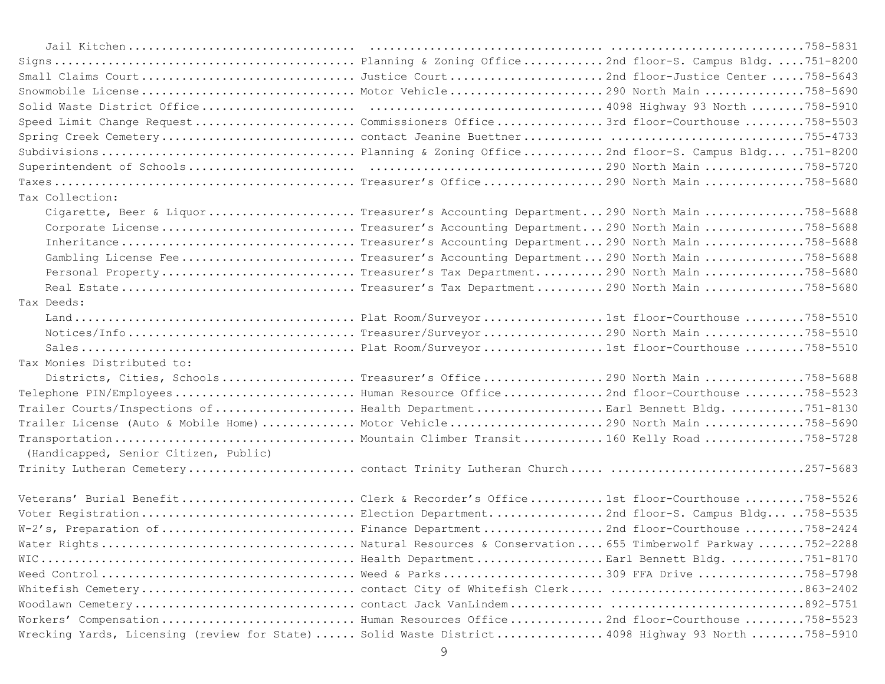| Service | Department | Location | Phone |
|---|---|---|---|
| Jail Kitchen | | | 758-5831 |
| Signs | Planning & Zoning Office | 2nd floor-S. Campus Bldg. | 751-8200 |
| Small Claims Court | Justice Court | 2nd floor-Justice Center | 758-5643 |
| Snowmobile License | Motor Vehicle | 290 North Main | 758-5690 |
| Solid Waste District Office | | 4098 Highway 93 North | 758-5910 |
| Speed Limit Change Request | Commissioners Office | 3rd floor-Courthouse | 758-5503 |
| Spring Creek Cemetery | contact Jeanine Buettner | | 755-4733 |
| Subdivisions | Planning & Zoning Office | 2nd floor-S. Campus Bldg. | 751-8200 |
| Superintendent of Schools | | 290 North Main | 758-5720 |
| Taxes | Treasurer's Office | 290 North Main | 758-5680 |
| Tax Collection: | | | |
| Cigarette, Beer & Liquor | Treasurer's Accounting Department | 290 North Main | 758-5688 |
| Corporate License | Treasurer's Accounting Department | 290 North Main | 758-5688 |
| Inheritance | Treasurer's Accounting Department | 290 North Main | 758-5688 |
| Gambling License Fee | Treasurer's Accounting Department | 290 North Main | 758-5688 |
| Personal Property | Treasurer's Tax Department | 290 North Main | 758-5680 |
| Real Estate | Treasurer's Tax Department | 290 North Main | 758-5680 |
| Tax Deeds: | | | |
| Land | Plat Room/Surveyor | 1st floor-Courthouse | 758-5510 |
| Notices/Info | Treasurer/Surveyor | 290 North Main | 758-5510 |
| Sales | Plat Room/Surveyor | 1st floor-Courthouse | 758-5510 |
| Tax Monies Distributed to: | | | |
| Districts, Cities, Schools | Treasurer's Office | 290 North Main | 758-5688 |
| Telephone PIN/Employees | Human Resource Office | 2nd floor-Courthouse | 758-5523 |
| Trailer Courts/Inspections of | Health Department | Earl Bennett Bldg. | 751-8130 |
| Trailer License (Auto & Mobile Home) | Motor Vehicle | 290 North Main | 758-5690 |
| Transportation (Handicapped, Senior Citizen, Public) | Mountain Climber Transit | 160 Kelly Road | 758-5728 |
| Trinity Lutheran Cemetery | contact Trinity Lutheran Church | | 257-5683 |
| Veterans' Burial Benefit | Clerk & Recorder's Office | 1st floor-Courthouse | 758-5526 |
| Voter Registration | Election Department | 2nd floor-S. Campus Bldg. | 758-5535 |
| W-2's, Preparation of | Finance Department | 2nd floor-Courthouse | 758-2424 |
| Water Rights | Natural Resources & Conservation | 655 Timberwolf Parkway | 752-2288 |
| WIC | Health Department | Earl Bennett Bldg. | 751-8170 |
| Weed Control | Weed & Parks | 309 FFA Drive | 758-5798 |
| Whitefish Cemetery | contact City of Whitefish Clerk | | 863-2402 |
| Woodlawn Cemetery | contact Jack VanLindem | | 892-5751 |
| Workers' Compensation | Human Resources Office | 2nd floor-Courthouse | 758-5523 |
| Wrecking Yards, Licensing (review for State) | Solid Waste District | 4098 Highway 93 North | 758-5910 |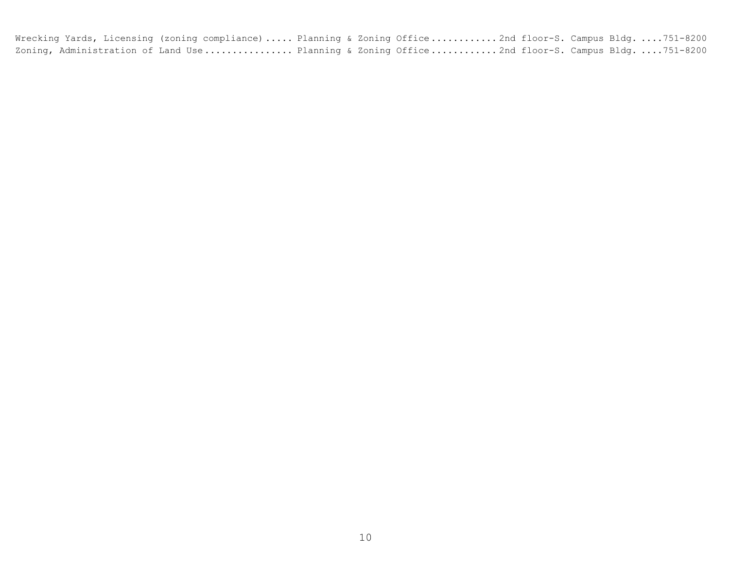Wrecking Yards, Licensing (zoning compliance)..... Planning & Zoning Office............2nd floor-S. Campus Bldg. ....751-8200
Zoning, Administration of Land Use................ Planning & Zoning Office............2nd floor-S. Campus Bldg. ....751-8200